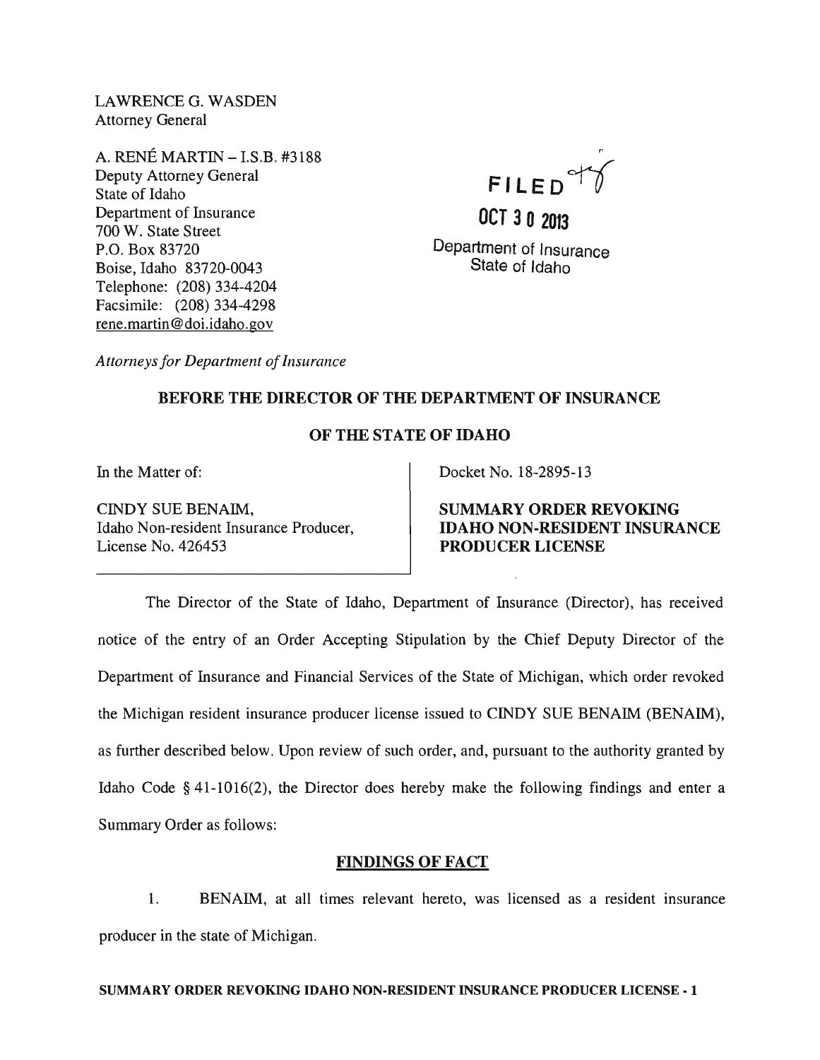LAWRENCE G. WASDEN
Attorney General

A. RENÉ MARTIN – I.S.B. #3188
Deputy Attorney General
State of Idaho
Department of Insurance
700 W. State Street
P.O. Box 83720
Boise, Idaho 83720-0043
Telephone: (208) 334-4204
Facsimile: (208) 334-4298
rene.martin@doi.idaho.gov

FILED

OCT 30 2013

Department of Insurance
State of Idaho

*Attorneys for Department of Insurance*

**BEFORE THE DIRECTOR OF THE DEPARTMENT OF INSURANCE**

**OF THE STATE OF IDAHO**

In the Matter of:

CINDY SUE BENAIM,
Idaho Non-resident Insurance Producer,
License No. 426453

Docket No. 18-2895-13

**SUMMARY ORDER REVOKING IDAHO NON-RESIDENT INSURANCE PRODUCER LICENSE**

The Director of the State of Idaho, Department of Insurance (Director), has received notice of the entry of an Order Accepting Stipulation by the Chief Deputy Director of the Department of Insurance and Financial Services of the State of Michigan, which order revoked the Michigan resident insurance producer license issued to CINDY SUE BENAIM (BENAIM), as further described below. Upon review of such order, and, pursuant to the authority granted by Idaho Code § 41-1016(2), the Director does hereby make the following findings and enter a Summary Order as follows:

## FINDINGS OF FACT

1. BENAIM, at all times relevant hereto, was licensed as a resident insurance producer in the state of Michigan.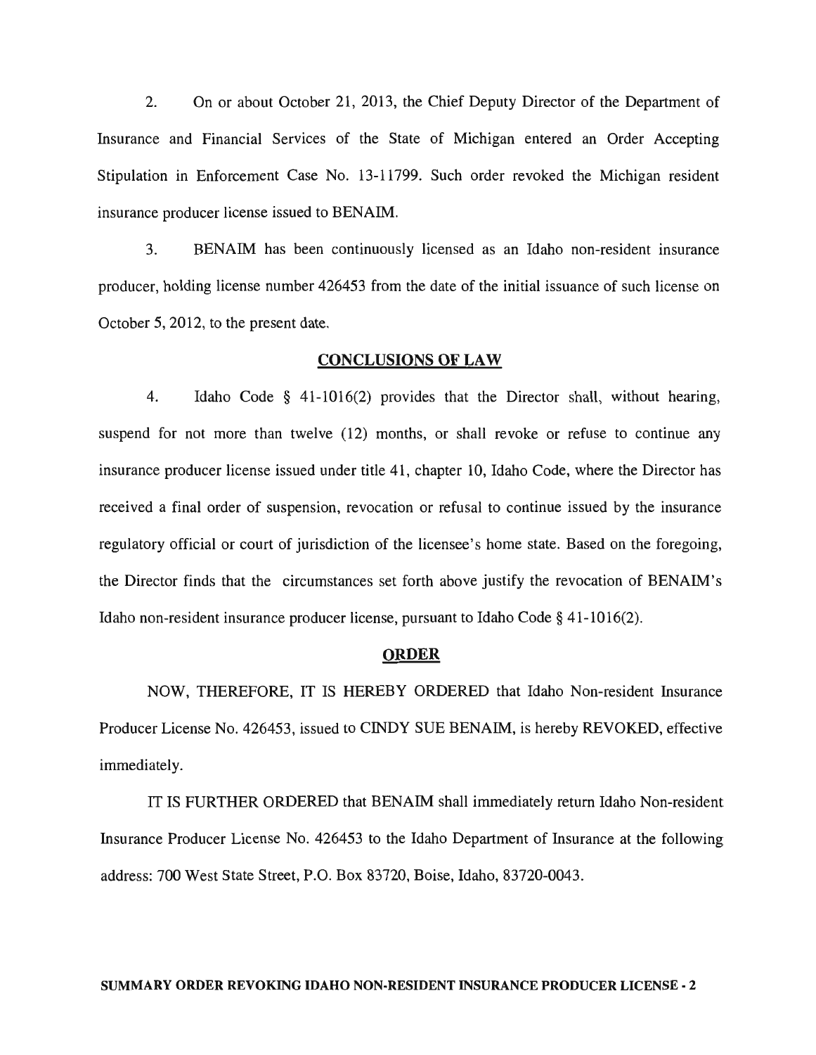2. On or about October 21, 2013, the Chief Deputy Director of the Department of Insurance and Financial Services of the State of Michigan entered an Order Accepting Stipulation in Enforcement Case No. 13-11799. Such order revoked the Michigan resident insurance producer license issued to BENAIM.

3. BENAIM has been continuously licensed as an Idaho non-resident insurance producer, holding license number 426453 from the date of the initial issuance of such license on October 5, 2012, to the present date.

## CONCLUSIONS OF LAW

4. Idaho Code § 41-1016(2) provides that the Director shall, without hearing, suspend for not more than twelve (12) months, or shall revoke or refuse to continue any insurance producer license issued under title 41, chapter 10, Idaho Code, where the Director has received a final order of suspension, revocation or refusal to continue issued by the insurance regulatory official or court of jurisdiction of the licensee's home state. Based on the foregoing, the Director finds that the circumstances set forth above justify the revocation of BENAIM's Idaho non-resident insurance producer license, pursuant to Idaho Code § 41-1016(2).

## ORDER

NOW, THEREFORE, IT IS HEREBY ORDERED that Idaho Non-resident Insurance Producer License No. 426453, issued to CINDY SUE BENAIM, is hereby REVOKED, effective immediately.

IT IS FURTHER ORDERED that BENAIM shall immediately return Idaho Non-resident Insurance Producer License No. 426453 to the Idaho Department of Insurance at the following address: 700 West State Street, P.O. Box 83720, Boise, Idaho, 83720-0043.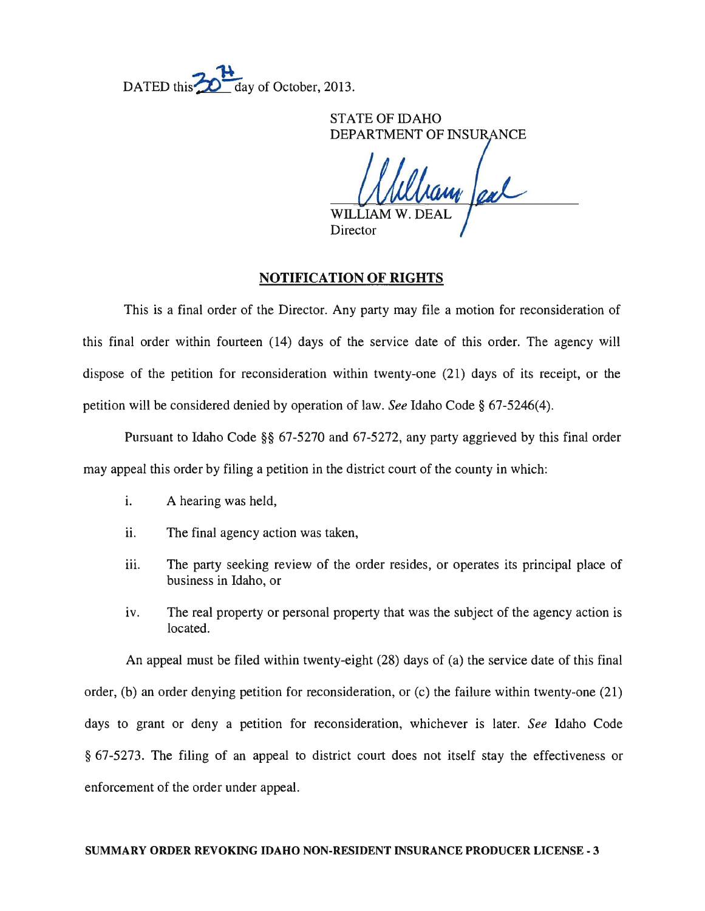DATED this 30th day of October, 2013.

STATE OF IDAHO
DEPARTMENT OF INSURANCE

William Deal

WILLIAM W. DEAL
Director

## NOTIFICATION OF RIGHTS

This is a final order of the Director. Any party may file a motion for reconsideration of this final order within fourteen (14) days of the service date of this order. The agency will dispose of the petition for reconsideration within twenty-one (21) days of its receipt, or the petition will be considered denied by operation of law. *See* Idaho Code § 67-5246(4).

Pursuant to Idaho Code §§ 67-5270 and 67-5272, any party aggrieved by this final order may appeal this order by filing a petition in the district court of the county in which:

i. A hearing was held,

ii. The final agency action was taken,

iii. The party seeking review of the order resides, or operates its principal place of business in Idaho, or

iv. The real property or personal property that was the subject of the agency action is located.

An appeal must be filed within twenty-eight (28) days of (a) the service date of this final order, (b) an order denying petition for reconsideration, or (c) the failure within twenty-one (21) days to grant or deny a petition for reconsideration, whichever is later. *See* Idaho Code § 67-5273. The filing of an appeal to district court does not itself stay the effectiveness or enforcement of the order under appeal.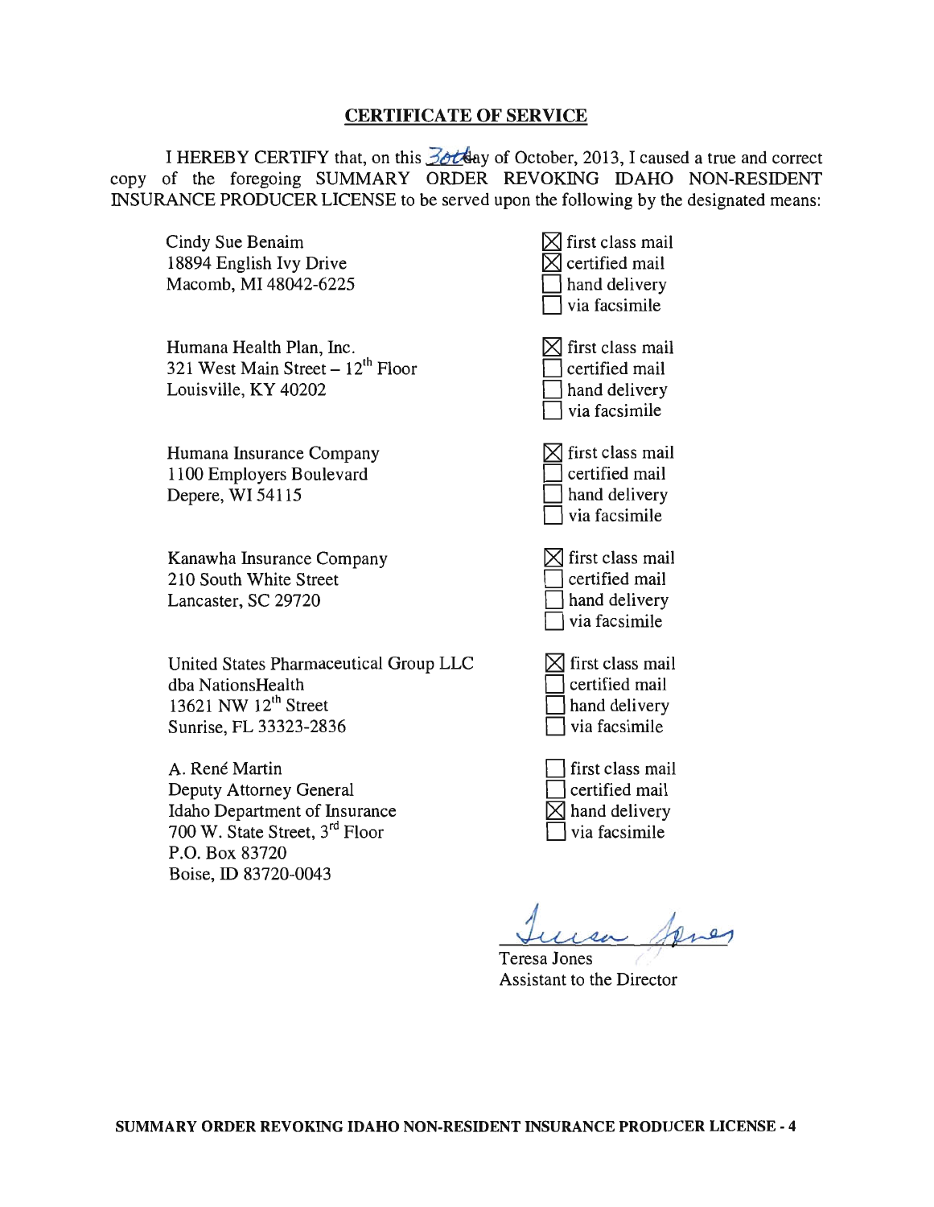## CERTIFICATE OF SERVICE

I HEREBY CERTIFY that, on this 30th day of October, 2013, I caused a true and correct copy of the foregoing SUMMARY ORDER REVOKING IDAHO NON-RESIDENT INSURANCE PRODUCER LICENSE to be served upon the following by the designated means:

| | |
|---|---|
| Cindy Sue Benaim<br>18894 English Ivy Drive<br>Macomb, MI 48042-6225 | ☒ first class mail<br>☒ certified mail<br>☐ hand delivery<br>☐ via facsimile |
| Humana Health Plan, Inc.<br>321 West Main Street – 12th Floor<br>Louisville, KY 40202 | ☒ first class mail<br>☐ certified mail<br>☐ hand delivery<br>☐ via facsimile |
| Humana Insurance Company<br>1100 Employers Boulevard<br>Depere, WI 54115 | ☒ first class mail<br>☐ certified mail<br>☐ hand delivery<br>☐ via facsimile |
| Kanawha Insurance Company<br>210 South White Street<br>Lancaster, SC 29720 | ☒ first class mail<br>☐ certified mail<br>☐ hand delivery<br>☐ via facsimile |
| United States Pharmaceutical Group LLC<br>dba NationsHealth<br>13621 NW 12th Street<br>Sunrise, FL 33323-2836 | ☒ first class mail<br>☐ certified mail<br>☐ hand delivery<br>☐ via facsimile |
| A. René Martin<br>Deputy Attorney General<br>Idaho Department of Insurance<br>700 W. State Street, 3rd Floor<br>P.O. Box 83720<br>Boise, ID 83720-0043 | ☐ first class mail<br>☐ certified mail<br>☒ hand delivery<br>☐ via facsimile |

Teresa Jones
Assistant to the Director